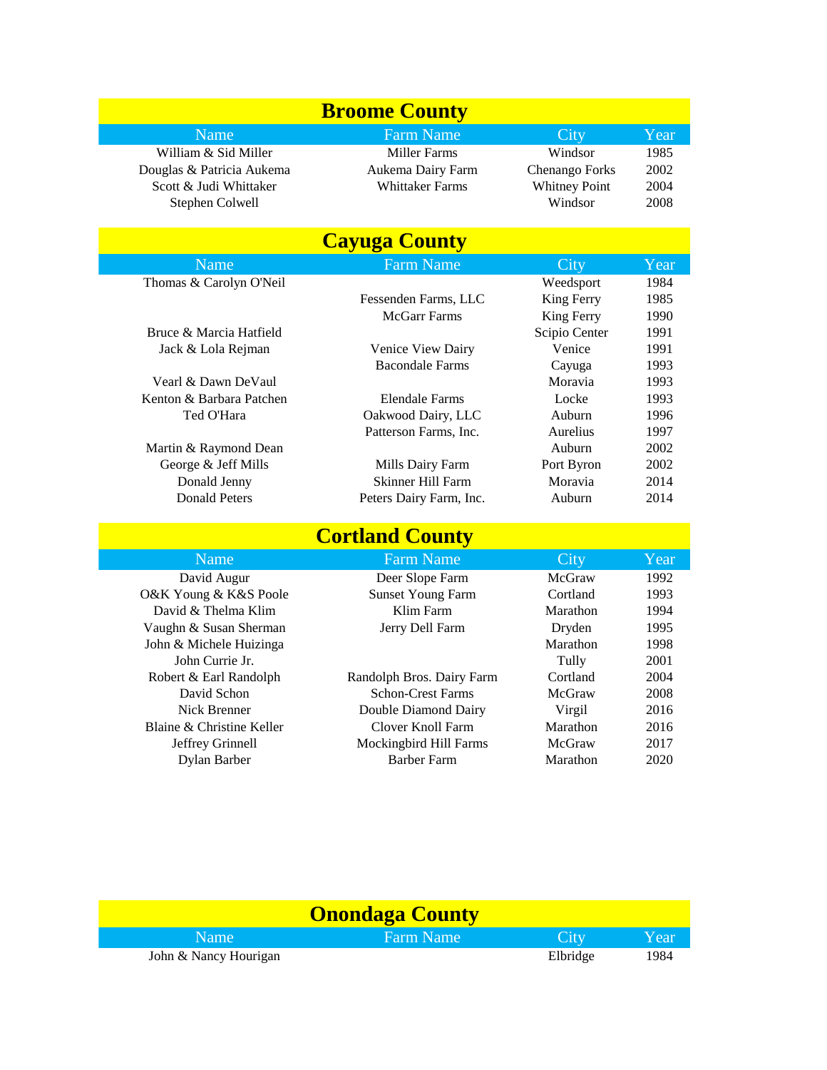## Broome County

| Name | Farm Name | City | Year |
|---|---|---|---|
| William & Sid Miller | Miller Farms | Windsor | 1985 |
| Douglas & Patricia Aukema | Aukema Dairy Farm | Chenango Forks | 2002 |
| Scott & Judi Whittaker | Whittaker Farms | Whitney Point | 2004 |
| Stephen Colwell | | Windsor | 2008 |

## Cayuga County

| Name | Farm Name | City | Year |
|---|---|---|---|
| Thomas & Carolyn O'Neil | | Weedsport | 1984 |
| | Fessenden Farms, LLC | King Ferry | 1985 |
| | McGarr Farms | King Ferry | 1990 |
| Bruce & Marcia Hatfield | | Scipio Center | 1991 |
| Jack & Lola Rejman | Venice View Dairy | Venice | 1991 |
| | Bacondale Farms | Cayuga | 1993 |
| Vearl & Dawn DeVaul | | Moravia | 1993 |
| Kenton & Barbara Patchen | Elendale Farms | Locke | 1993 |
| Ted O'Hara | Oakwood Dairy, LLC | Auburn | 1996 |
| | Patterson Farms, Inc. | Aurelius | 1997 |
| Martin & Raymond Dean | | Auburn | 2002 |
| George & Jeff Mills | Mills Dairy Farm | Port Byron | 2002 |
| Donald Jenny | Skinner Hill Farm | Moravia | 2014 |
| Donald Peters | Peters Dairy Farm, Inc. | Auburn | 2014 |

## Cortland County

| Name | Farm Name | City | Year |
|---|---|---|---|
| David Augur | Deer Slope Farm | McGraw | 1992 |
| O&K Young & K&S Poole | Sunset Young Farm | Cortland | 1993 |
| David & Thelma Klim | Klim Farm | Marathon | 1994 |
| Vaughn & Susan Sherman | Jerry Dell Farm | Dryden | 1995 |
| John & Michele Huizinga | | Marathon | 1998 |
| John Currie Jr. | | Tully | 2001 |
| Robert & Earl Randolph | Randolph Bros. Dairy Farm | Cortland | 2004 |
| David Schon | Schon-Crest Farms | McGraw | 2008 |
| Nick Brenner | Double Diamond Dairy | Virgil | 2016 |
| Blaine & Christine Keller | Clover Knoll Farm | Marathon | 2016 |
| Jeffrey Grinnell | Mockingbird Hill Farms | McGraw | 2017 |
| Dylan Barber | Barber Farm | Marathon | 2020 |

## Onondaga County

| Name | Farm Name | City | Year |
|---|---|---|---|
| John & Nancy Hourigan | | Elbridge | 1984 |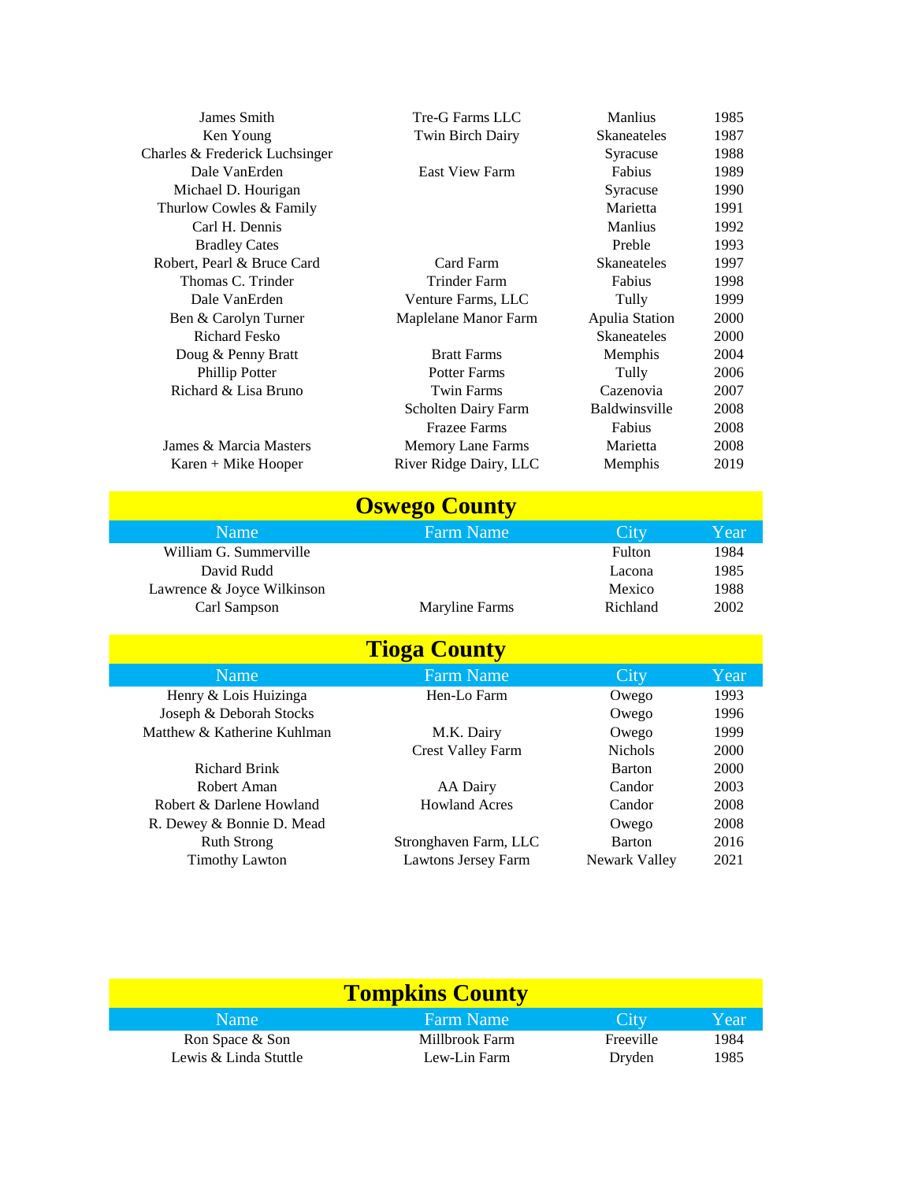| Name | Farm Name | City | Year |
|---|---|---|---|
| James Smith | Tre-G Farms LLC | Manlius | 1985 |
| Ken Young | Twin Birch Dairy | Skaneateles | 1987 |
| Charles & Frederick Luchsinger | | Syracuse | 1988 |
| Dale VanErden | East View Farm | Fabius | 1989 |
| Michael D. Hourigan | | Syracuse | 1990 |
| Thurlow Cowles & Family | | Marietta | 1991 |
| Carl H. Dennis | | Manlius | 1992 |
| Bradley Cates | | Preble | 1993 |
| Robert, Pearl & Bruce Card | Card Farm | Skaneateles | 1997 |
| Thomas C. Trinder | Trinder Farm | Fabius | 1998 |
| Dale VanErden | Venture Farms, LLC | Tully | 1999 |
| Ben & Carolyn Turner | Maplelane Manor Farm | Apulia Station | 2000 |
| Richard Fesko | | Skaneateles | 2000 |
| Doug & Penny Bratt | Bratt Farms | Memphis | 2004 |
| Phillip Potter | Potter Farms | Tully | 2006 |
| Richard & Lisa Bruno | Twin Farms | Cazenovia | 2007 |
| | Scholten Dairy Farm | Baldwinsville | 2008 |
| | Frazee Farms | Fabius | 2008 |
| James & Marcia Masters | Memory Lane Farms | Marietta | 2008 |
| Karen + Mike Hooper | River Ridge Dairy, LLC | Memphis | 2019 |

## Oswego County

| Name | Farm Name | City | Year |
|---|---|---|---|
| William G. Summerville | | Fulton | 1984 |
| David Rudd | | Lacona | 1985 |
| Lawrence & Joyce Wilkinson | | Mexico | 1988 |
| Carl Sampson | Maryline Farms | Richland | 2002 |

## Tioga County

| Name | Farm Name | City | Year |
|---|---|---|---|
| Henry & Lois Huizinga | Hen-Lo Farm | Owego | 1993 |
| Joseph & Deborah Stocks | | Owego | 1996 |
| Matthew & Katherine Kuhlman | M.K. Dairy | Owego | 1999 |
| | Crest Valley Farm | Nichols | 2000 |
| Richard Brink | | Barton | 2000 |
| Robert Aman | AA Dairy | Candor | 2003 |
| Robert & Darlene Howland | Howland Acres | Candor | 2008 |
| R. Dewey & Bonnie D. Mead | | Owego | 2008 |
| Ruth Strong | Stronghaven Farm, LLC | Barton | 2016 |
| Timothy Lawton | Lawtons Jersey Farm | Newark Valley | 2021 |

## Tompkins County

| Name | Farm Name | City | Year |
|---|---|---|---|
| Ron Space & Son | Millbrook Farm | Freeville | 1984 |
| Lewis & Linda Stuttle | Lew-Lin Farm | Dryden | 1985 |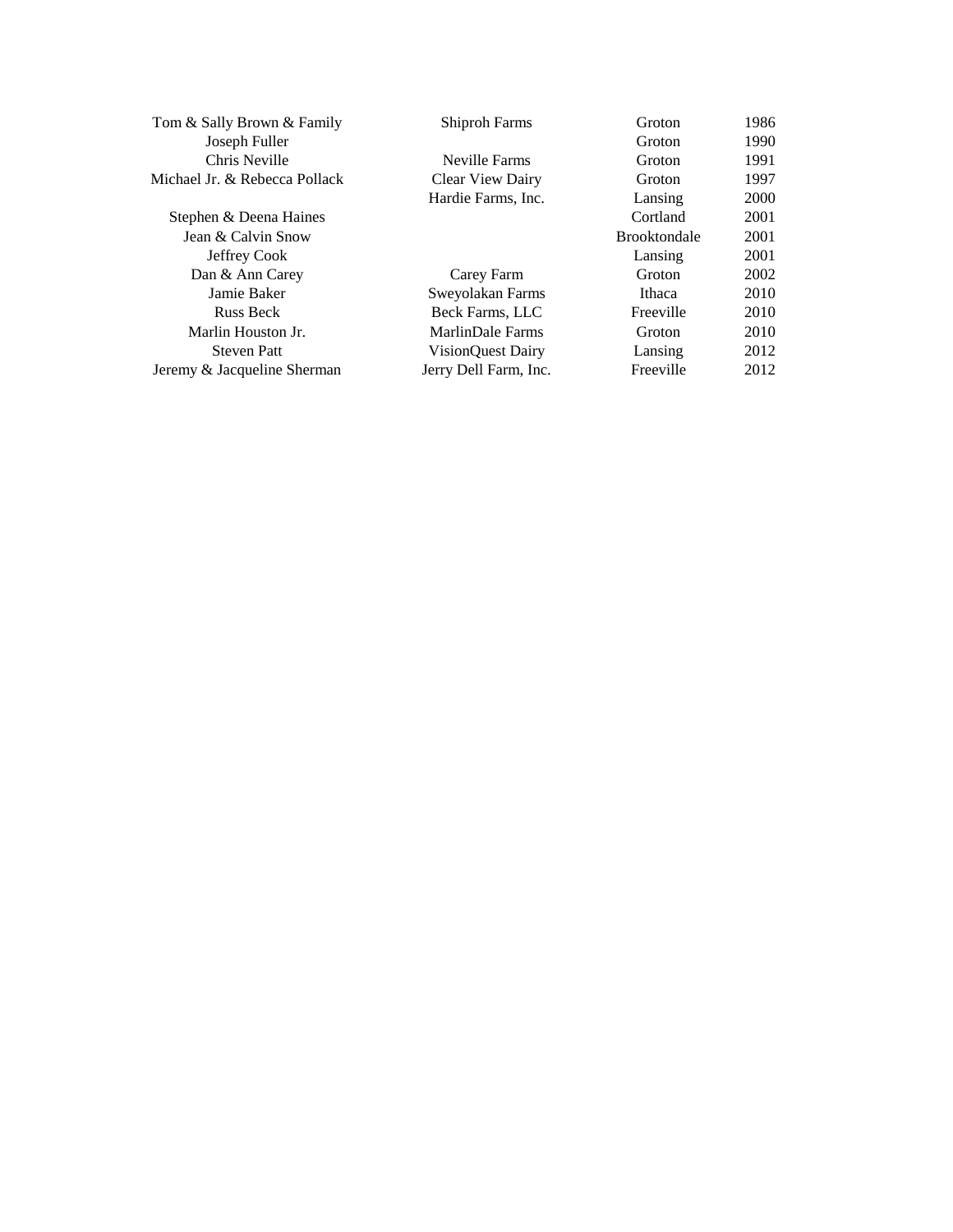| | | | |
|---|---|---|---|
| Tom & Sally Brown & Family | Shiproh Farms | Groton | 1986 |
| Joseph Fuller | | Groton | 1990 |
| Chris Neville | Neville Farms | Groton | 1991 |
| Michael Jr. & Rebecca Pollack | Clear View Dairy | Groton | 1997 |
| | Hardie Farms, Inc. | Lansing | 2000 |
| Stephen & Deena Haines | | Cortland | 2001 |
| Jean & Calvin Snow | | Brooktondale | 2001 |
| Jeffrey Cook | | Lansing | 2001 |
| Dan & Ann Carey | Carey Farm | Groton | 2002 |
| Jamie Baker | Sweyolakan Farms | Ithaca | 2010 |
| Russ Beck | Beck Farms, LLC | Freeville | 2010 |
| Marlin Houston Jr. | MarlinDale Farms | Groton | 2010 |
| Steven Patt | VisionQuest Dairy | Lansing | 2012 |
| Jeremy & Jacqueline Sherman | Jerry Dell Farm, Inc. | Freeville | 2012 |